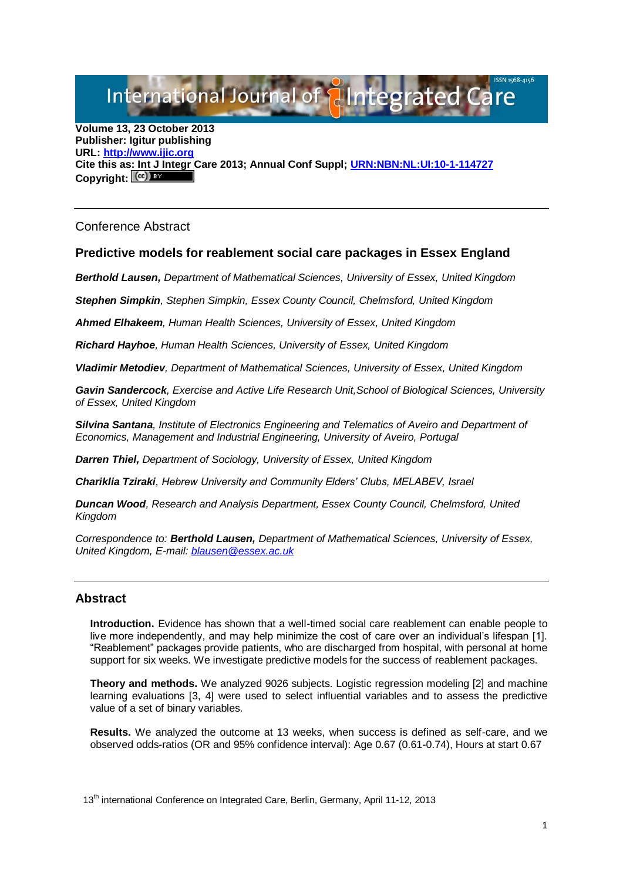Volume 13, 23 October 2013
**Publisher: Igitur publishing**
**URL: [http://www.ijic.org](http://www.ijic.org)**
**Cite this as: Int J Integr Care 2013; Annual Conf Suppl; [URN:NBN:NL:UI:10-1-114727](URN:NBN:NL:UI:10-1-114727)**
**Copyright:**

---

Conference Abstract

## Predictive models for reablement social care packages in Essex England

***Berthold Lausen,*** *Department of Mathematical Sciences, University of Essex, United Kingdom*

***Stephen Simpkin****, Stephen Simpkin, Essex County Council, Chelmsford, United Kingdom*

***Ahmed Elhakeem****, Human Health Sciences, University of Essex, United Kingdom*

***Richard Hayhoe****, Human Health Sciences, University of Essex, United Kingdom*

***Vladimir Metodiev****, Department of Mathematical Sciences, University of Essex, United Kingdom*

***Gavin Sandercock****, Exercise and Active Life Research Unit,School of Biological Sciences, University of Essex, United Kingdom*

***Silvina Santana****, Institute of Electronics Engineering and Telematics of Aveiro and Department of Economics, Management and Industrial Engineering, University of Aveiro, Portugal*

***Darren Thiel,*** *Department of Sociology, University of Essex, United Kingdom*

***Chariklia Tziraki****, Hebrew University and Community Elders' Clubs, MELABEV, Israel*

***Duncan Wood****, Research and Analysis Department, Essex County Council, Chelmsford, United Kingdom*

*Correspondence to:* ***Berthold Lausen,*** *Department of Mathematical Sciences, University of Essex, United Kingdom, E-mail: [blausen@essex.ac.uk](mailto:blausen@essex.ac.uk)*

---

## Abstract

**Introduction.** Evidence has shown that a well-timed social care reablement can enable people to live more independently, and may help minimize the cost of care over an individual's lifespan [1]. "Reablement" packages provide patients, who are discharged from hospital, with personal at home support for six weeks. We investigate predictive models for the success of reablement packages.

**Theory and methods.** We analyzed 9026 subjects. Logistic regression modeling [2] and machine learning evaluations [3, 4] were used to select influential variables and to assess the predictive value of a set of binary variables.

**Results.** We analyzed the outcome at 13 weeks, when success is defined as self-care, and we observed odds-ratios (OR and 95% confidence interval): Age 0.67 (0.61-0.74), Hours at start 0.67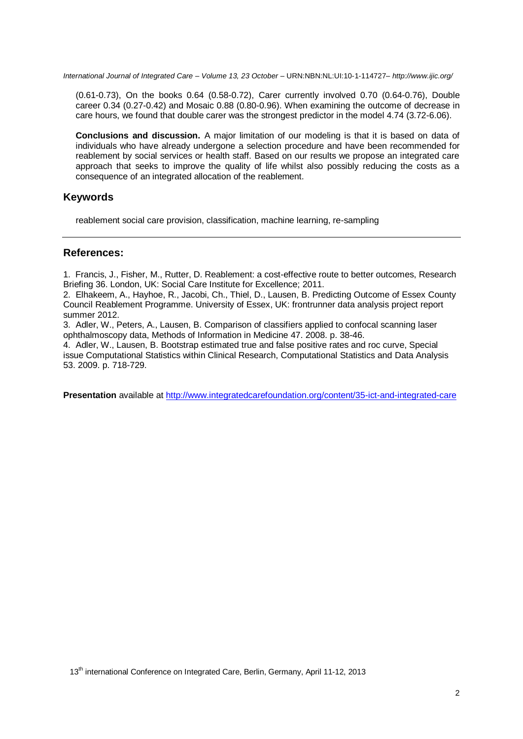(0.61-0.73), On the books 0.64 (0.58-0.72), Carer currently involved 0.70 (0.64-0.76), Double career 0.34 (0.27-0.42) and Mosaic 0.88 (0.80-0.96). When examining the outcome of decrease in care hours, we found that double carer was the strongest predictor in the model 4.74 (3.72-6.06).

**Conclusions and discussion.** A major limitation of our modeling is that it is based on data of individuals who have already undergone a selection procedure and have been recommended for reablement by social services or health staff. Based on our results we propose an integrated care approach that seeks to improve the quality of life whilst also possibly reducing the costs as a consequence of an integrated allocation of the reablement.

## Keywords

reablement social care provision, classification, machine learning, re-sampling

## References:

1. Francis, J., Fisher, M., Rutter, D. Reablement: a cost-effective route to better outcomes, Research Briefing 36. London, UK: Social Care Institute for Excellence; 2011.
2. Elhakeem, A., Hayhoe, R., Jacobi, Ch., Thiel, D., Lausen, B. Predicting Outcome of Essex County Council Reablement Programme. University of Essex, UK: frontrunner data analysis project report summer 2012.
3. Adler, W., Peters, A., Lausen, B. Comparison of classifiers applied to confocal scanning laser ophthalmoscopy data, Methods of Information in Medicine 47. 2008. p. 38-46.
4. Adler, W., Lausen, B. Bootstrap estimated true and false positive rates and roc curve, Special issue Computational Statistics within Clinical Research, Computational Statistics and Data Analysis 53. 2009. p. 718-729.

**Presentation** available at http://www.integratedcarefoundation.org/content/35-ict-and-integrated-care